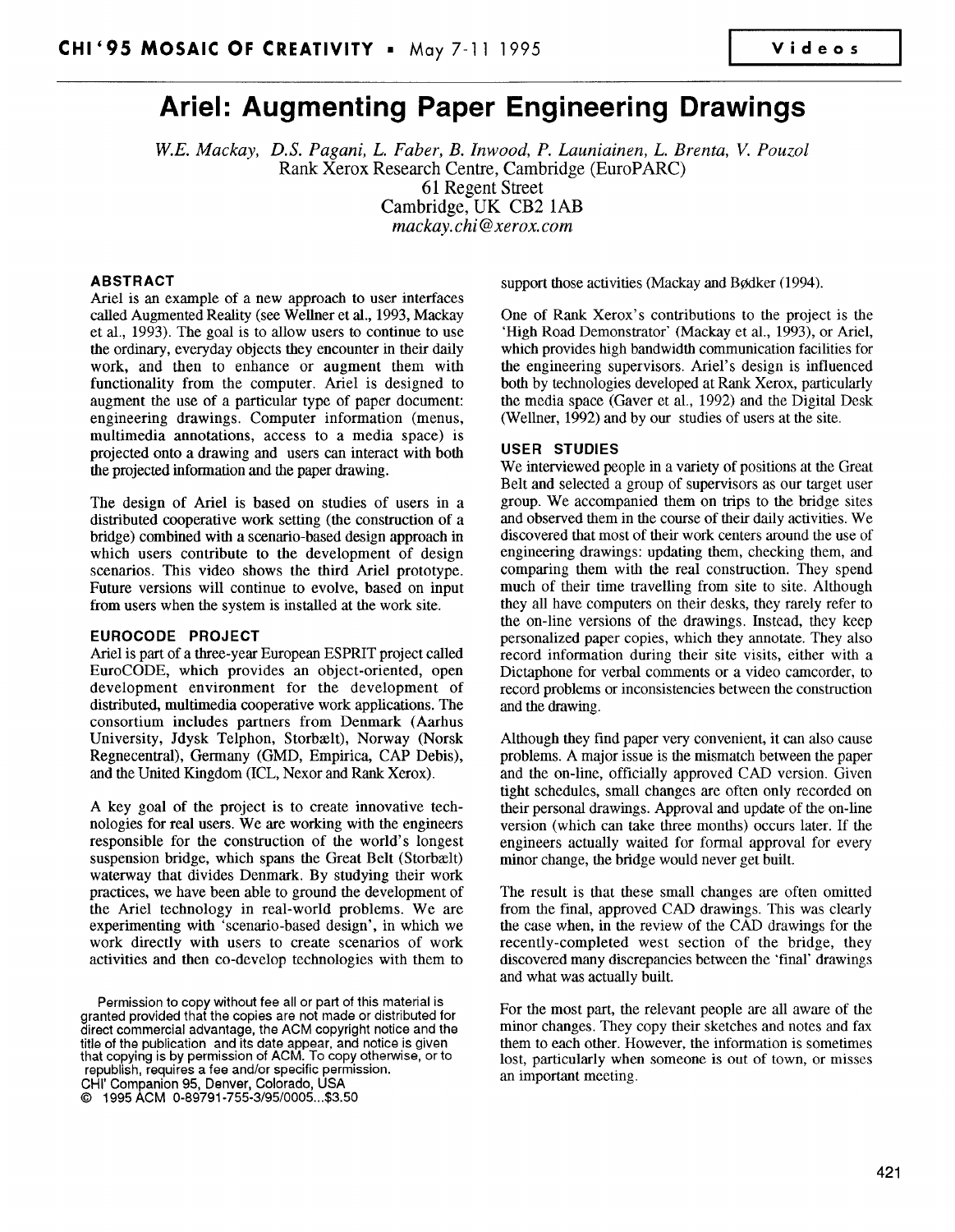# Ariel: Augmenting Paper Engineering Drawings

*W.E. Mackay, D.S. Pagani, L. Faber, B. Inwood, P. Launiainen, L. Brenta, V. Pouzol*
Rank Xerox Research Centre, Cambridge (EuroPARC)
61 Regent Street
Cambridge, UK CB2 1AB
*mackay.chi@xerox.com*

## ABSTRACT

Ariel is an example of a new approach to user interfaces called Augmented Reality (see Wellner et al., 1993, Mackay et al., 1993). The goal is to allow users to continue to use the ordinary, everyday objects they encounter in their daily work, and then to enhance or **augment** them with functionality from the computer. Ariel is designed to augment the use of a particular type of paper document: engineering drawings. Computer information (menus, multimedia annotations, access to a media space) is projected onto a drawing and users can interact with both the projected information and the paper drawing.

The design of Ariel is based on studies of users in a distributed cooperative work setting (the construction of a bridge) combined with a scenario-based design approach in which users contribute to the development of design scenarios. This video shows the third Ariel prototype. Future versions will continue to evolve, based on input from users when the system is installed at the work site.

## EUROCODE PROJECT

Ariel is part of a three-year European ESPRIT project called EuroCODE, which provides an object-oriented, open development environment for the development of distributed, multimedia cooperative work applications. The consortium includes partners from Denmark (Aarhus University, Jdysk Telphon, Storbælt), Norway (Norsk Regnecentral), Germany (GMD, Empirica, CAP Debis), and the United Kingdom (ICL, Nexor and Rank Xerox).

A key goal of the project is to create innovative technologies for real users. We are working with the engineers responsible for the construction of the world's longest suspension bridge, which spans the Great Belt (Storbælt) waterway that divides Denmark. By studying their work practices, we have been able to ground the development of the Ariel technology in real-world problems. We are experimenting with 'scenario-based design', in which we work directly with users to create scenarios of work activities and then co-develop technologies with them to support those activities (Mackay and Bødker (1994).

One of Rank Xerox's contributions to the project is the 'High Road Demonstrator' (Mackay et al., 1993), or Ariel, which provides high bandwidth communication facilities for the engineering supervisors. Ariel's design is influenced both by technologies developed at Rank Xerox, particularly the media space (Gaver et al., 1992) and the Digital Desk (Wellner, 1992) and by our studies of users at the site.

## USER STUDIES

We interviewed people in a variety of positions at the Great Belt and selected a group of supervisors as our target user group. We accompanied them on trips to the bridge sites and observed them in the course of their daily activities. We discovered that most of their work centers around the use of engineering drawings: updating them, checking them, and comparing them with the real construction. They spend much of their time travelling from site to site. Although they all have computers on their desks, they rarely refer to the on-line versions of the drawings. Instead, they keep personalized paper copies, which they annotate. They also record information during their site visits, either with a Dictaphone for verbal comments or a video camcorder, to record problems or inconsistencies between the construction and the drawing.

Although they find paper very convenient, it can also cause problems. A major issue is the mismatch between the paper and the on-line, officially approved CAD version. Given tight schedules, small changes are often only recorded on their personal drawings. Approval and update of the on-line version (which can take three months) occurs later. If the engineers actually waited for formal approval for every minor change, the bridge would never get built.

The result is that these small changes are often omitted from the final, approved CAD drawings. This was clearly the case when, in the review of the CAD drawings for the recently-completed west section of the bridge, they discovered many discrepancies between the 'final' drawings and what was actually built.

For the most part, the relevant people are all aware of the minor changes. They copy their sketches and notes and fax them to each other. However, the information is sometimes lost, particularly when someone is out of town, or misses an important meeting.

Permission to copy without fee all or part of this material is granted provided that the copies are not made or distributed for direct commercial advantage, the ACM copyright notice and the title of the publication and its date appear, and notice is given that copying is by permission of ACM. To copy otherwise, or to republish, requires a fee and/or specific permission.
CHI' Companion 95, Denver, Colorado, USA
© 1995 ACM 0-89791-755-3/95/0005...$3.50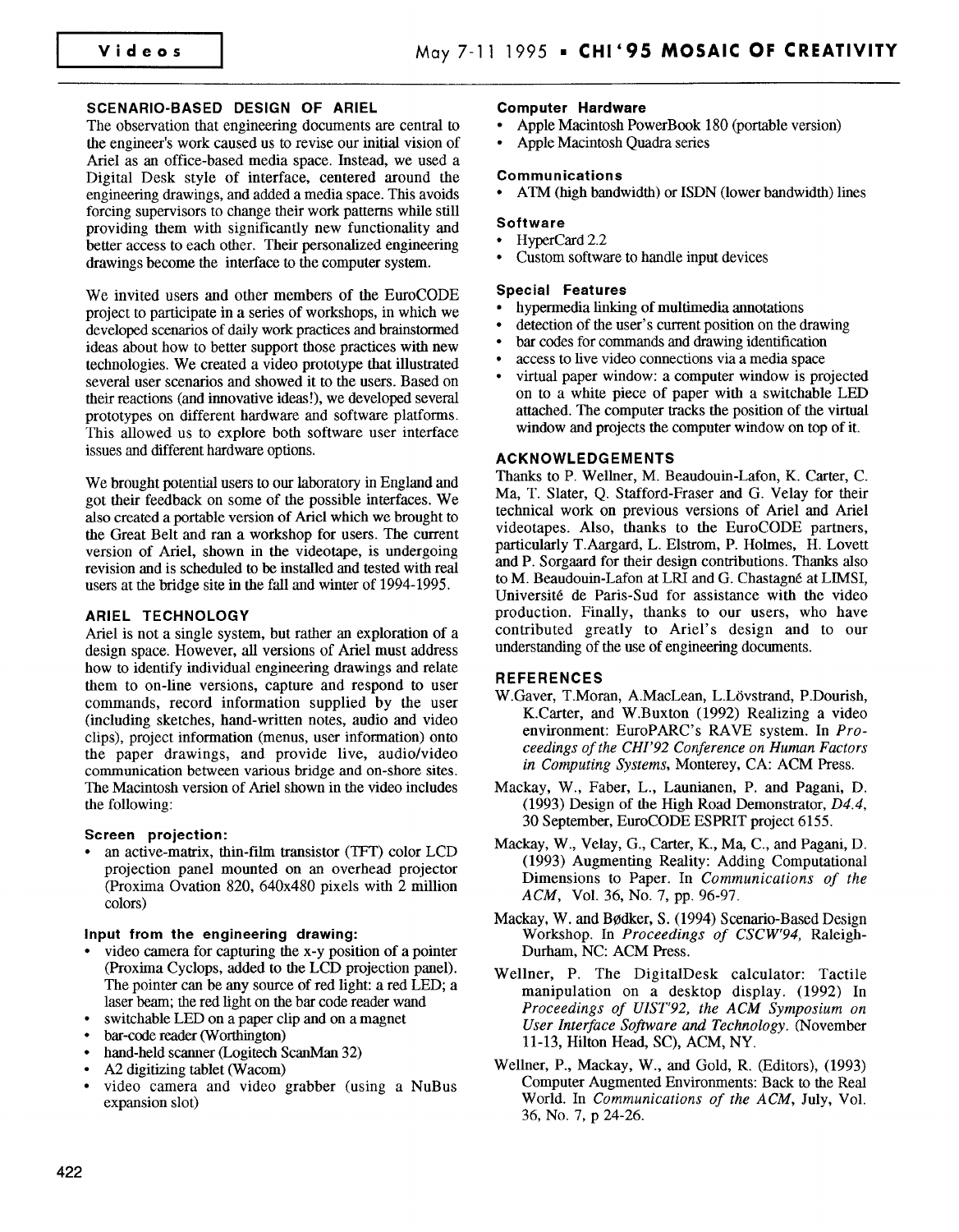## SCENARIO-BASED DESIGN OF ARIEL

The observation that engineering documents are central to the engineer's work caused us to revise our initial vision of Ariel as an office-based media space. Instead, we used a Digital Desk style of interface, centered around the engineering drawings, and added a media space. This avoids forcing supervisors to change their work patterns while still providing them with significantly new functionality and better access to each other. Their personalized engineering drawings become the interface to the computer system.

We invited users and other members of the EuroCODE project to participate in a series of workshops, in which we developed scenarios of daily work practices and brainstormed ideas about how to better support those practices with new technologies. We created a video prototype that illustrated several user scenarios and showed it to the users. Based on their reactions (and innovative ideas!), we developed several prototypes on different hardware and software platforms. This allowed us to explore both software user interface issues and different hardware options.

We brought potential users to our laboratory in England and got their feedback on some of the possible interfaces. We also created a portable version of Ariel which we brought to the Great Belt and ran a workshop for users. The current version of Ariel, shown in the videotape, is undergoing revision and is scheduled to be installed and tested with real users at the bridge site in the fall and winter of 1994-1995.

## ARIEL TECHNOLOGY

Ariel is not a single system, but rather an exploration of a design space. However, all versions of Ariel must address how to identify individual engineering drawings and relate them to on-line versions, capture and respond to user commands, record information supplied by the user (including sketches, hand-written notes, audio and video clips), project information (menus, user information) onto the paper drawings, and provide live, audio/video communication between various bridge and on-shore sites. The Macintosh version of Ariel shown in the video includes the following:

### Screen projection:

- an active-matrix, thin-film transistor (TFT) color LCD projection panel mounted on an overhead projector (Proxima Ovation 820, 640x480 pixels with 2 million colors)

### Input from the engineering drawing:

- video camera for capturing the x-y position of a pointer (Proxima Cyclops, added to the LCD projection panel). The pointer can be any source of red light: a red LED; a laser beam; the red light on the bar code reader wand
- switchable LED on a paper clip and on a magnet
- bar-code reader (Worthington)
- hand-held scanner (Logitech ScanMan 32)
- A2 digitizing tablet (Wacom)
- video camera and video grabber (using a NuBus expansion slot)

### Computer Hardware

- Apple Macintosh PowerBook 180 (portable version)
- Apple Macintosh Quadra series

### Communications

- ATM (high bandwidth) or ISDN (lower bandwidth) lines

### Software

- HyperCard 2.2
- Custom software to handle input devices

### Special Features

- hypermedia linking of multimedia annotations
- detection of the user's current position on the drawing
- bar codes for commands and drawing identification
- access to live video connections via a media space
- virtual paper window: a computer window is projected on to a white piece of paper with a switchable LED attached. The computer tracks the position of the virtual window and projects the computer window on top of it.

## ACKNOWLEDGEMENTS

Thanks to P. Wellner, M. Beaudouin-Lafon, K. Carter, C. Ma, T. Slater, Q. Stafford-Fraser and G. Velay for their technical work on previous versions of Ariel and Ariel videotapes. Also, thanks to the EuroCODE partners, particularly T.Aargard, L. Elstrom, P. Holmes, H. Lovett and P. Sorgaard for their design contributions. Thanks also to M. Beaudouin-Lafon at LRI and G. Chastagné at LIMSI, Université de Paris-Sud for assistance with the video production. Finally, thanks to our users, who have contributed greatly to Ariel's design and to our understanding of the use of engineering documents.

## REFERENCES

W.Gaver, T.Moran, A.MacLean, L.Lövstrand, P.Dourish, K.Carter, and W.Buxton (1992) Realizing a video environment: EuroPARC's RAVE system. In *Proceedings of the CHI'92 Conference on Human Factors in Computing Systems*, Monterey, CA: ACM Press.

Mackay, W., Faber, L., Launianen, P. and Pagani, D. (1993) Design of the High Road Demonstrator, *D4.4*, 30 September, EuroCODE ESPRIT project 6155.

Mackay, W., Velay, G., Carter, K., Ma, C., and Pagani, D. (1993) Augmenting Reality: Adding Computational Dimensions to Paper. In *Communications of the ACM*, Vol. 36, No. 7, pp. 96-97.

Mackay, W. and Bødker, S. (1994) Scenario-Based Design Workshop. In *Proceedings of CSCW'94*, Raleigh-Durham, NC: ACM Press.

Wellner, P. The DigitalDesk calculator: Tactile manipulation on a desktop display. (1992) In *Proceedings of UIST'92, the ACM Symposium on User Interface Software and Technology*. (November 11-13, Hilton Head, SC), ACM, NY.

Wellner, P., Mackay, W., and Gold, R. (Editors), (1993) Computer Augmented Environments: Back to the Real World. In *Communications of the ACM*, July, Vol. 36, No. 7, p 24-26.